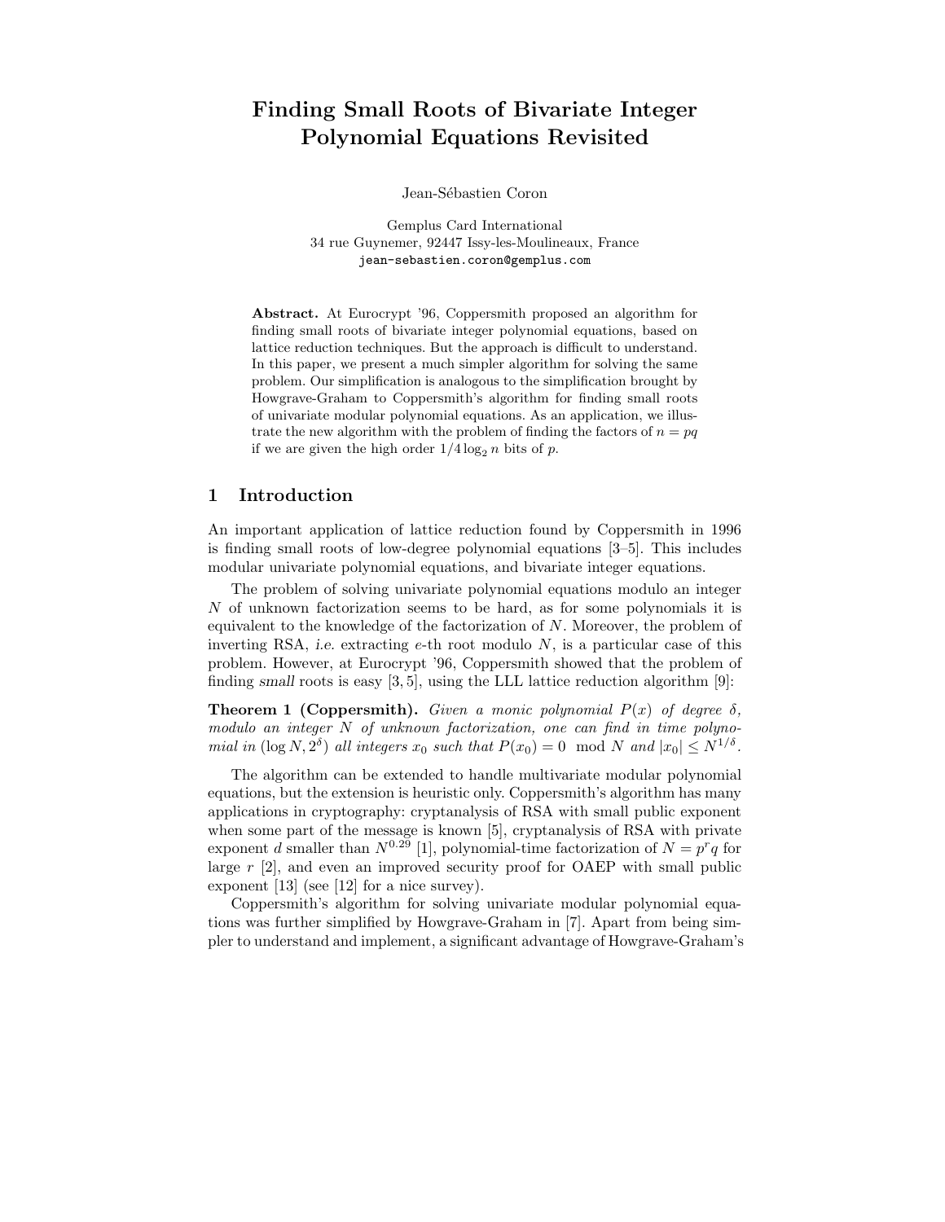# Finding Small Roots of Bivariate Integer Polynomial Equations Revisited

Jean-Sébastien Coron

Gemplus Card International
34 rue Guynemer, 92447 Issy-les-Moulineaux, France
jean-sebastien.coron@gemplus.com

**Abstract.** At Eurocrypt '96, Coppersmith proposed an algorithm for finding small roots of bivariate integer polynomial equations, based on lattice reduction techniques. But the approach is difficult to understand. In this paper, we present a much simpler algorithm for solving the same problem. Our simplification is analogous to the simplification brought by Howgrave-Graham to Coppersmith's algorithm for finding small roots of univariate modular polynomial equations. As an application, we illustrate the new algorithm with the problem of finding the factors of $n = pq$ if we are given the high order $1/4 \log_2 n$ bits of $p$.

## 1 Introduction

An important application of lattice reduction found by Coppersmith in 1996 is finding small roots of low-degree polynomial equations [3–5]. This includes modular univariate polynomial equations, and bivariate integer equations.

The problem of solving univariate polynomial equations modulo an integer $N$ of unknown factorization seems to be hard, as for some polynomials it is equivalent to the knowledge of the factorization of $N$. Moreover, the problem of inverting RSA, *i.e.* extracting $e$-th root modulo $N$, is a particular case of this problem. However, at Eurocrypt '96, Coppersmith showed that the problem of finding *small* roots is easy [3, 5], using the LLL lattice reduction algorithm [9]:

**Theorem 1 (Coppersmith).** *Given a monic polynomial $P(x)$ of degree $\delta$, modulo an integer $N$ of unknown factorization, one can find in time polynomial in $(\log N, 2^{\delta})$ all integers $x_0$ such that $P(x_0) = 0 \mod N$ and $|x_0| \leq N^{1/\delta}$.*

The algorithm can be extended to handle multivariate modular polynomial equations, but the extension is heuristic only. Coppersmith's algorithm has many applications in cryptography: cryptanalysis of RSA with small public exponent when some part of the message is known [5], cryptanalysis of RSA with private exponent $d$ smaller than $N^{0.29}$ [1], polynomial-time factorization of $N = p^r q$ for large $r$ [2], and even an improved security proof for OAEP with small public exponent [13] (see [12] for a nice survey).

Coppersmith's algorithm for solving univariate modular polynomial equations was further simplified by Howgrave-Graham in [7]. Apart from being simpler to understand and implement, a significant advantage of Howgrave-Graham's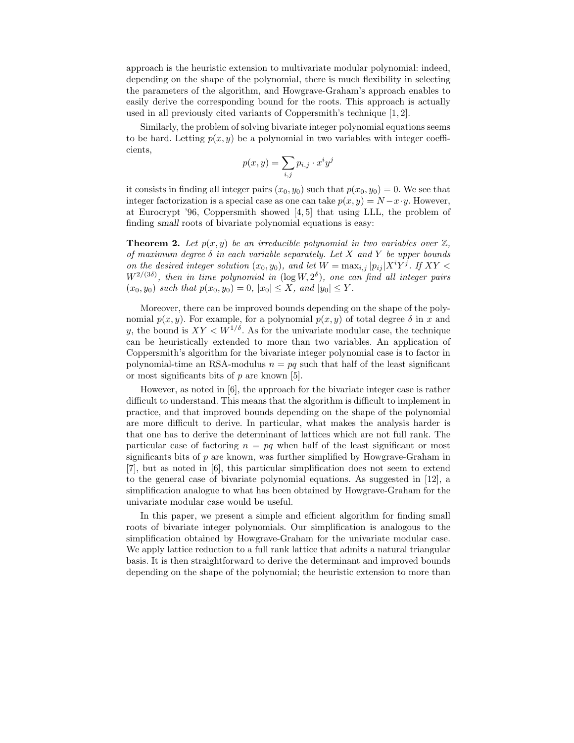approach is the heuristic extension to multivariate modular polynomial: indeed, depending on the shape of the polynomial, there is much flexibility in selecting the parameters of the algorithm, and Howgrave-Graham's approach enables to easily derive the corresponding bound for the roots. This approach is actually used in all previously cited variants of Coppersmith's technique [1, 2].

Similarly, the problem of solving bivariate integer polynomial equations seems to be hard. Letting $p(x, y)$ be a polynomial in two variables with integer coefficients,

$$p(x, y) = \sum_{i,j} p_{i,j} \cdot x^i y^j$$

it consists in finding all integer pairs $(x_0, y_0)$ such that $p(x_0, y_0) = 0$. We see that integer factorization is a special case as one can take $p(x, y) = N - x \cdot y$. However, at Eurocrypt '96, Coppersmith showed [4, 5] that using LLL, the problem of finding *small* roots of bivariate polynomial equations is easy:

**Theorem 2.** *Let $p(x, y)$ be an irreducible polynomial in two variables over $\mathbb{Z}$, of maximum degree $\delta$ in each variable separately. Let $X$ and $Y$ be upper bounds on the desired integer solution $(x_0, y_0)$, and let $W = \max_{i,j} |p_{ij}| X^i Y^j$. If $XY < W^{2/(3\delta)}$, then in time polynomial in $(\log W, 2^\delta)$, one can find all integer pairs $(x_0, y_0)$ such that $p(x_0, y_0) = 0$, $|x_0| \leq X$, and $|y_0| \leq Y$.*

Moreover, there can be improved bounds depending on the shape of the polynomial $p(x, y)$. For example, for a polynomial $p(x, y)$ of total degree $\delta$ in $x$ and $y$, the bound is $XY < W^{1/\delta}$. As for the univariate modular case, the technique can be heuristically extended to more than two variables. An application of Coppersmith's algorithm for the bivariate integer polynomial case is to factor in polynomial-time an RSA-modulus $n = pq$ such that half of the least significant or most significants bits of $p$ are known [5].

However, as noted in [6], the approach for the bivariate integer case is rather difficult to understand. This means that the algorithm is difficult to implement in practice, and that improved bounds depending on the shape of the polynomial are more difficult to derive. In particular, what makes the analysis harder is that one has to derive the determinant of lattices which are not full rank. The particular case of factoring $n = pq$ when half of the least significant or most significants bits of $p$ are known, was further simplified by Howgrave-Graham in [7], but as noted in [6], this particular simplification does not seem to extend to the general case of bivariate polynomial equations. As suggested in [12], a simplification analogue to what has been obtained by Howgrave-Graham for the univariate modular case would be useful.

In this paper, we present a simple and efficient algorithm for finding small roots of bivariate integer polynomials. Our simplification is analogous to the simplification obtained by Howgrave-Graham for the univariate modular case. We apply lattice reduction to a full rank lattice that admits a natural triangular basis. It is then straightforward to derive the determinant and improved bounds depending on the shape of the polynomial; the heuristic extension to more than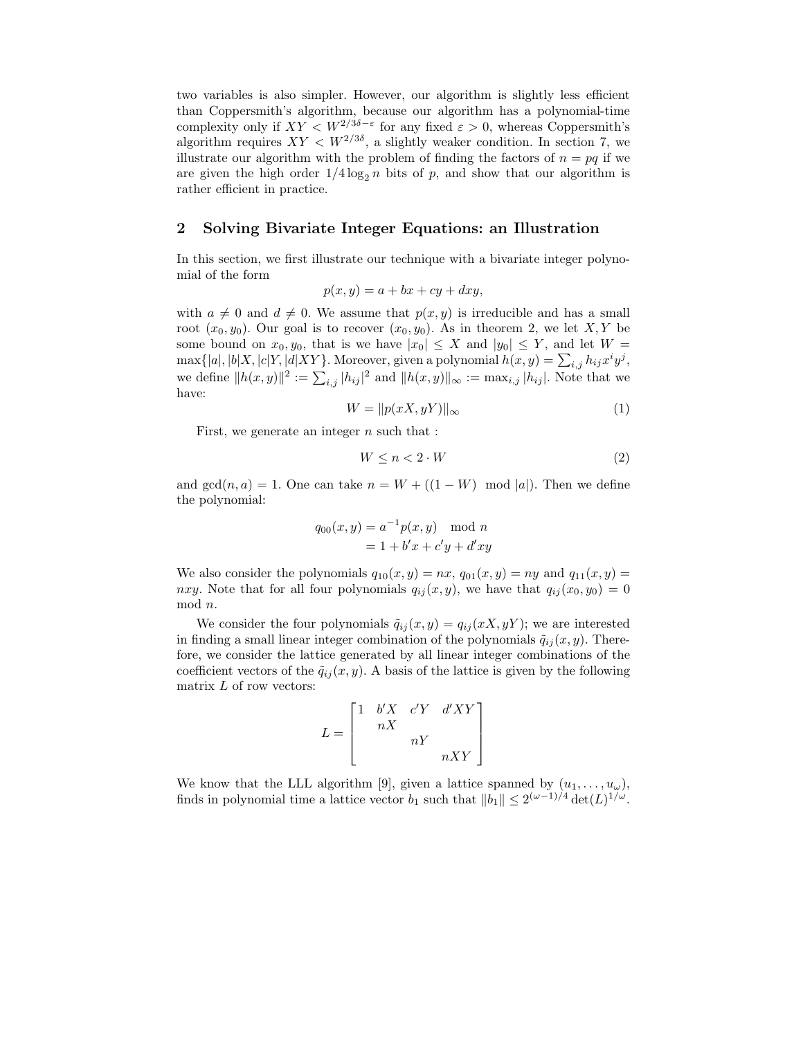two variables is also simpler. However, our algorithm is slightly less efficient than Coppersmith's algorithm, because our algorithm has a polynomial-time complexity only if $XY < W^{2/3\delta-\varepsilon}$ for any fixed $\varepsilon > 0$, whereas Coppersmith's algorithm requires $XY < W^{2/3\delta}$, a slightly weaker condition. In section 7, we illustrate our algorithm with the problem of finding the factors of $n = pq$ if we are given the high order $1/4 \log_2 n$ bits of $p$, and show that our algorithm is rather efficient in practice.

## 2 Solving Bivariate Integer Equations: an Illustration

In this section, we first illustrate our technique with a bivariate integer polynomial of the form

$$p(x, y) = a + bx + cy + dxy,$$

with $a \neq 0$ and $d \neq 0$. We assume that $p(x, y)$ is irreducible and has a small root $(x_0, y_0)$. Our goal is to recover $(x_0, y_0)$. As in theorem 2, we let $X, Y$ be some bound on $x_0, y_0$, that is we have $|x_0| \leq X$ and $|y_0| \leq Y$, and let $W = \max\{|a|, |b|X, |c|Y, |d|XY\}$. Moreover, given a polynomial $h(x, y) = \sum_{i,j} h_{ij} x^i y^j$, we define $\|h(x, y)\|^2 := \sum_{i,j} |h_{ij}|^2$ and $\|h(x, y)\|_\infty := \max_{i,j} |h_{ij}|$. Note that we have:

$$W = \|p(xX, yY)\|_\infty \tag{1}$$

First, we generate an integer $n$ such that :

$$W \leq n < 2 \cdot W \tag{2}$$

and $\gcd(n, a) = 1$. One can take $n = W + ((1 - W) \mod |a|)$. Then we define the polynomial:

$$\begin{aligned} q_{00}(x, y) &= a^{-1} p(x, y) \mod n \\ &= 1 + b'x + c'y + d'xy \end{aligned}$$

We also consider the polynomials $q_{10}(x, y) = nx$, $q_{01}(x, y) = ny$ and $q_{11}(x, y) = nxy$. Note that for all four polynomials $q_{ij}(x, y)$, we have that $q_{ij}(x_0, y_0) = 0 \mod n$.

We consider the four polynomials $\tilde{q}_{ij}(x, y) = q_{ij}(xX, yY)$; we are interested in finding a small linear integer combination of the polynomials $\tilde{q}_{ij}(x, y)$. Therefore, we consider the lattice generated by all linear integer combinations of the coefficient vectors of the $\tilde{q}_{ij}(x, y)$. A basis of the lattice is given by the following matrix $L$ of row vectors:

$$L = \begin{bmatrix} 1 & b'X & c'Y & d'XY \\ & nX & & \\ & & nY & \\ & & & nXY \end{bmatrix}$$

We know that the LLL algorithm [9], given a lattice spanned by $(u_1, \ldots, u_\omega)$, finds in polynomial time a lattice vector $b_1$ such that $\|b_1\| \leq 2^{(\omega-1)/4} \det(L)^{1/\omega}$.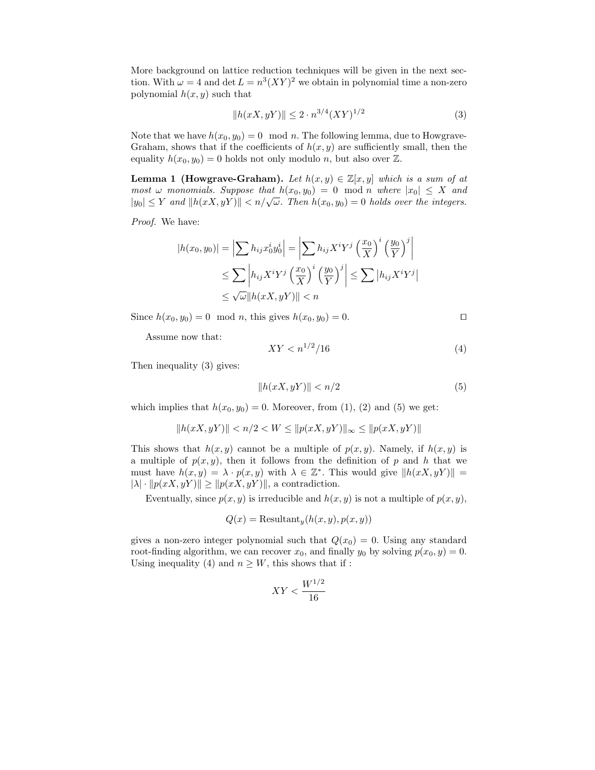More background on lattice reduction techniques will be given in the next section. With $\omega = 4$ and $\det L = n^3(XY)^2$ we obtain in polynomial time a non-zero polynomial $h(x, y)$ such that

$$\|h(xX, yY)\| \leq 2 \cdot n^{3/4}(XY)^{1/2} \tag{3}$$

Note that we have $h(x_0, y_0) = 0 \mod n$. The following lemma, due to Howgrave-Graham, shows that if the coefficients of $h(x, y)$ are sufficiently small, then the equality $h(x_0, y_0) = 0$ holds not only modulo $n$, but also over $\mathbb{Z}$.

**Lemma 1 (Howgrave-Graham).** *Let $h(x, y) \in \mathbb{Z}[x, y]$ which is a sum of at most $\omega$ monomials. Suppose that $h(x_0, y_0) = 0 \mod n$ where $|x_0| \leq X$ and $|y_0| \leq Y$ and $\|h(xX, yY)\| < n/\sqrt{\omega}$. Then $h(x_0, y_0) = 0$ holds over the integers.*

*Proof.* We have:

$$\begin{aligned}
|h(x_0, y_0)| &= \left|\sum h_{ij} x_0^i y_0^j\right| = \left|\sum h_{ij} X^i Y^j \left(\frac{x_0}{X}\right)^i \left(\frac{y_0}{Y}\right)^j\right| \\
&\leq \sum \left|h_{ij} X^i Y^j \left(\frac{x_0}{X}\right)^i \left(\frac{y_0}{Y}\right)^j\right| \leq \sum \left|h_{ij} X^i Y^j\right| \\
&\leq \sqrt{\omega}\|h(xX, yY)\| < n
\end{aligned}$$

Since $h(x_0, y_0) = 0 \mod n$, this gives $h(x_0, y_0) = 0$. $\square$

Assume now that:

$$XY < n^{1/2}/16 \tag{4}$$

Then inequality (3) gives:

$$\|h(xX, yY)\| < n/2 \tag{5}$$

which implies that $h(x_0, y_0) = 0$. Moreover, from (1), (2) and (5) we get:

$$\|h(xX, yY)\| < n/2 < W \leq \|p(xX, yY)\|_\infty \leq \|p(xX, yY)\|$$

This shows that $h(x, y)$ cannot be a multiple of $p(x, y)$. Namely, if $h(x, y)$ is a multiple of $p(x, y)$, then it follows from the definition of $p$ and $h$ that we must have $h(x, y) = \lambda \cdot p(x, y)$ with $\lambda \in \mathbb{Z}^*$. This would give $\|h(xX, yY)\| = |\lambda| \cdot \|p(xX, yY)\| \geq \|p(xX, yY)\|$, a contradiction.

Eventually, since $p(x, y)$ is irreducible and $h(x, y)$ is not a multiple of $p(x, y)$,

$$Q(x) = \text{Resultant}_y(h(x, y), p(x, y))$$

gives a non-zero integer polynomial such that $Q(x_0) = 0$. Using any standard root-finding algorithm, we can recover $x_0$, and finally $y_0$ by solving $p(x_0, y) = 0$. Using inequality (4) and $n \geq W$, this shows that if :

$$XY < \frac{W^{1/2}}{16}$$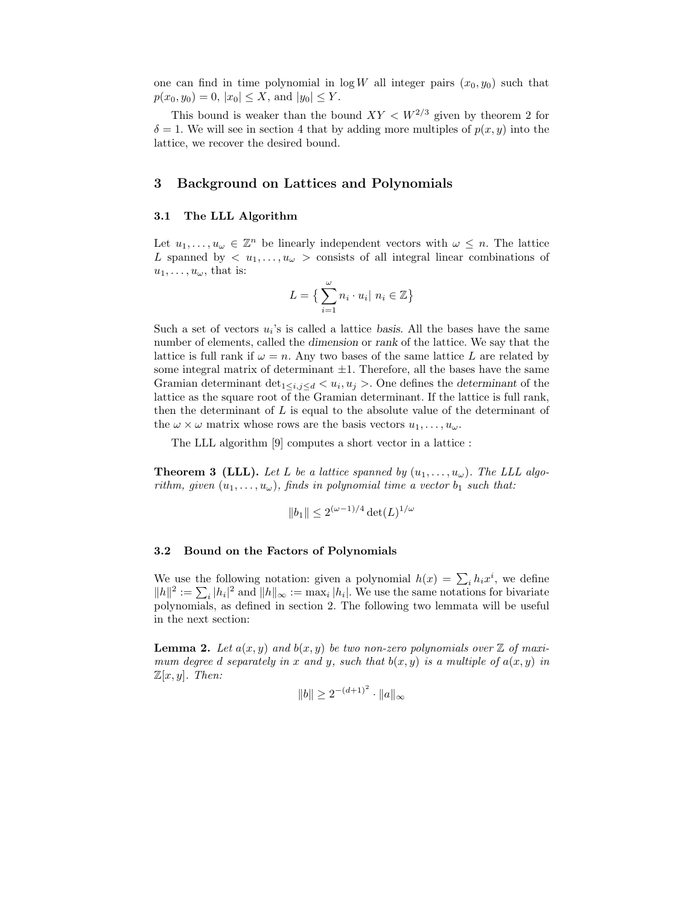one can find in time polynomial in $\log W$ all integer pairs $(x_0, y_0)$ such that $p(x_0, y_0) = 0$, $|x_0| \le X$, and $|y_0| \le Y$.

This bound is weaker than the bound $XY < W^{2/3}$ given by theorem 2 for $\delta = 1$. We will see in section 4 that by adding more multiples of $p(x, y)$ into the lattice, we recover the desired bound.

## 3 Background on Lattices and Polynomials

### 3.1 The LLL Algorithm

Let $u_1, \ldots, u_\omega \in \mathbb{Z}^n$ be linearly independent vectors with $\omega \le n$. The lattice $L$ spanned by $< u_1, \ldots, u_\omega >$ consists of all integral linear combinations of $u_1, \ldots, u_\omega$, that is:

$$L = \big\{ \sum_{i=1}^{\omega} n_i \cdot u_i |\ n_i \in \mathbb{Z} \big\}$$

Such a set of vectors $u_i$'s is called a lattice *basis*. All the bases have the same number of elements, called the *dimension* or *rank* of the lattice. We say that the lattice is full rank if $\omega = n$. Any two bases of the same lattice $L$ are related by some integral matrix of determinant $\pm 1$. Therefore, all the bases have the same Gramian determinant $\det_{1 \le i,j \le d} < u_i, u_j >$. One defines the *determinant* of the lattice as the square root of the Gramian determinant. If the lattice is full rank, then the determinant of $L$ is equal to the absolute value of the determinant of the $\omega \times \omega$ matrix whose rows are the basis vectors $u_1, \ldots, u_\omega$.

The LLL algorithm [9] computes a short vector in a lattice :

**Theorem 3 (LLL).** *Let $L$ be a lattice spanned by $(u_1, \ldots, u_\omega)$. The LLL algorithm, given $(u_1, \ldots, u_\omega)$, finds in polynomial time a vector $b_1$ such that:*

$$\|b_1\| \le 2^{(\omega-1)/4} \det(L)^{1/\omega}$$

### 3.2 Bound on the Factors of Polynomials

We use the following notation: given a polynomial $h(x) = \sum_i h_i x^i$, we define $\|h\|^2 := \sum_i |h_i|^2$ and $\|h\|_\infty := \max_i |h_i|$. We use the same notations for bivariate polynomials, as defined in section 2. The following two lemmata will be useful in the next section:

**Lemma 2.** *Let $a(x, y)$ and $b(x, y)$ be two non-zero polynomials over $\mathbb{Z}$ of maximum degree $d$ separately in $x$ and $y$, such that $b(x, y)$ is a multiple of $a(x, y)$ in $\mathbb{Z}[x, y]$. Then:*

$$\|b\| \ge 2^{-(d+1)^2} \cdot \|a\|_\infty$$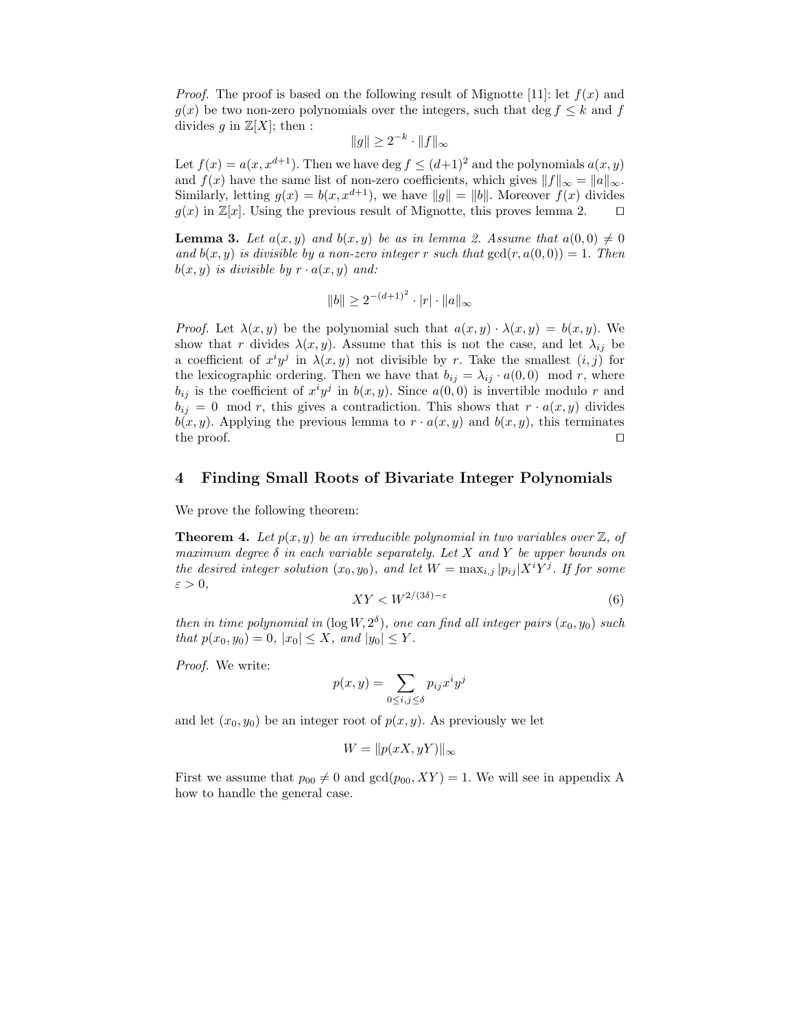*Proof.* The proof is based on the following result of Mignotte [11]: let $f(x)$ and $g(x)$ be two non-zero polynomials over the integers, such that $\deg f \leq k$ and $f$ divides $g$ in $\mathbb{Z}[X]$; then :

$$\|g\| \geq 2^{-k} \cdot \|f\|_\infty$$

Let $f(x) = a(x, x^{d+1})$. Then we have $\deg f \leq (d+1)^2$ and the polynomials $a(x,y)$ and $f(x)$ have the same list of non-zero coefficients, which gives $\|f\|_\infty = \|a\|_\infty$. Similarly, letting $g(x) = b(x, x^{d+1})$, we have $\|g\| = \|b\|$. Moreover $f(x)$ divides $g(x)$ in $\mathbb{Z}[x]$. Using the previous result of Mignotte, this proves lemma 2. $\square$

**Lemma 3.** *Let $a(x,y)$ and $b(x,y)$ be as in lemma 2. Assume that $a(0,0) \neq 0$ and $b(x,y)$ is divisible by a non-zero integer $r$ such that $\gcd(r, a(0,0)) = 1$. Then $b(x,y)$ is divisible by $r \cdot a(x,y)$ and:*

$$\|b\| \geq 2^{-(d+1)^2} \cdot |r| \cdot \|a\|_\infty$$

*Proof.* Let $\lambda(x,y)$ be the polynomial such that $a(x,y) \cdot \lambda(x,y) = b(x,y)$. We show that $r$ divides $\lambda(x,y)$. Assume that this is not the case, and let $\lambda_{ij}$ be a coefficient of $x^i y^j$ in $\lambda(x,y)$ not divisible by $r$. Take the smallest $(i,j)$ for the lexicographic ordering. Then we have that $b_{ij} = \lambda_{ij} \cdot a(0,0) \mod r$, where $b_{ij}$ is the coefficient of $x^i y^j$ in $b(x,y)$. Since $a(0,0)$ is invertible modulo $r$ and $b_{ij} = 0 \mod r$, this gives a contradiction. This shows that $r \cdot a(x,y)$ divides $b(x,y)$. Applying the previous lemma to $r \cdot a(x,y)$ and $b(x,y)$, this terminates the proof. $\square$

## 4 Finding Small Roots of Bivariate Integer Polynomials

We prove the following theorem:

**Theorem 4.** *Let $p(x,y)$ be an irreducible polynomial in two variables over $\mathbb{Z}$, of maximum degree $\delta$ in each variable separately. Let $X$ and $Y$ be upper bounds on the desired integer solution $(x_0, y_0)$, and let $W = \max_{i,j} |p_{ij}| X^i Y^j$. If for some $\varepsilon > 0$,*

$$XY < W^{2/(3\delta)-\varepsilon} \tag{6}$$

*then in time polynomial in $(\log W, 2^\delta)$, one can find all integer pairs $(x_0, y_0)$ such that $p(x_0, y_0) = 0$, $|x_0| \leq X$, and $|y_0| \leq Y$.*

*Proof.* We write:

$$p(x,y) = \sum_{0 \leq i,j \leq \delta} p_{ij} x^i y^j$$

and let $(x_0, y_0)$ be an integer root of $p(x,y)$. As previously we let

$$W = \|p(xX, yY)\|_\infty$$

First we assume that $p_{00} \neq 0$ and $\gcd(p_{00}, XY) = 1$. We will see in appendix A how to handle the general case.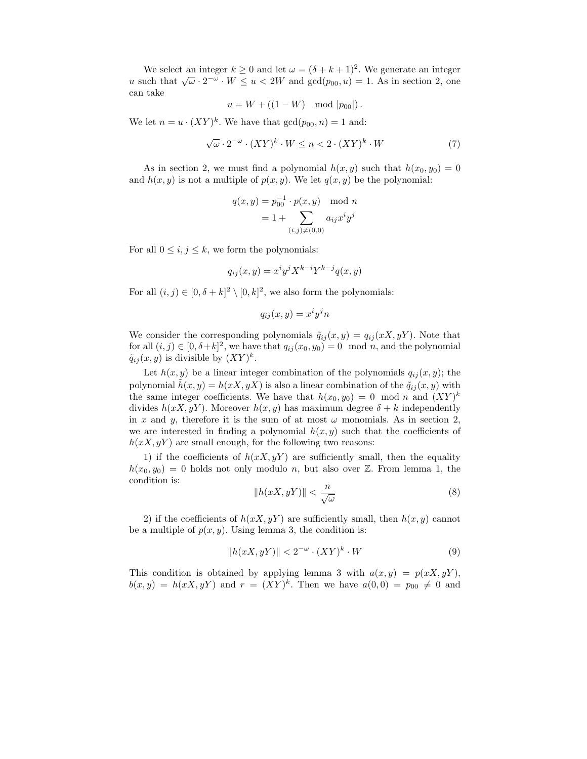We select an integer $k \geq 0$ and let $\omega = (\delta + k + 1)^2$. We generate an integer $u$ such that $\sqrt{\omega} \cdot 2^{-\omega} \cdot W \leq u < 2W$ and $\gcd(p_{00}, u) = 1$. As in section 2, one can take

$$u = W + ((1 - W) \mod |p_{00}|) .$$

We let $n = u \cdot (XY)^k$. We have that $\gcd(p_{00}, n) = 1$ and:

$$\sqrt{\omega} \cdot 2^{-\omega} \cdot (XY)^k \cdot W \leq n < 2 \cdot (XY)^k \cdot W \tag{7}$$

As in section 2, we must find a polynomial $h(x, y)$ such that $h(x_0, y_0) = 0$ and $h(x, y)$ is not a multiple of $p(x, y)$. We let $q(x, y)$ be the polynomial:

$$\begin{aligned} q(x, y) &= p_{00}^{-1} \cdot p(x, y) \mod n \\ &= 1 + \sum_{(i,j) \neq (0,0)} a_{ij} x^i y^j \end{aligned}$$

For all $0 \leq i, j \leq k$, we form the polynomials:

$$q_{ij}(x, y) = x^i y^j X^{k-i} Y^{k-j} q(x, y)$$

For all $(i, j) \in [0, \delta + k]^2 \setminus [0, k]^2$, we also form the polynomials:

$$q_{ij}(x, y) = x^i y^j n$$

We consider the corresponding polynomials $\tilde{q}_{ij}(x, y) = q_{ij}(xX, yY)$. Note that for all $(i, j) \in [0, \delta+k]^2$, we have that $q_{ij}(x_0, y_0) = 0 \mod n$, and the polynomial $\tilde{q}_{ij}(x, y)$ is divisible by $(XY)^k$.

Let $h(x, y)$ be a linear integer combination of the polynomials $q_{ij}(x, y)$; the polynomial $\tilde{h}(x, y) = h(xX, yX)$ is also a linear combination of the $\tilde{q}_{ij}(x, y)$ with the same integer coefficients. We have that $h(x_0, y_0) = 0 \mod n$ and $(XY)^k$ divides $h(xX, yY)$. Moreover $h(x, y)$ has maximum degree $\delta + k$ independently in $x$ and $y$, therefore it is the sum of at most $\omega$ monomials. As in section 2, we are interested in finding a polynomial $h(x, y)$ such that the coefficients of $h(xX, yY)$ are small enough, for the following two reasons:

1) if the coefficients of $h(xX, yY)$ are sufficiently small, then the equality $h(x_0, y_0) = 0$ holds not only modulo $n$, but also over $\mathbb{Z}$. From lemma 1, the condition is:

$$\|h(xX, yY)\| < \frac{n}{\sqrt{\omega}} \tag{8}$$

2) if the coefficients of $h(xX, yY)$ are sufficiently small, then $h(x, y)$ cannot be a multiple of $p(x, y)$. Using lemma 3, the condition is:

$$\|h(xX, yY)\| < 2^{-\omega} \cdot (XY)^k \cdot W \tag{9}$$

This condition is obtained by applying lemma 3 with $a(x, y) = p(xX, yY)$, $b(x, y) = h(xX, yY)$ and $r = (XY)^k$. Then we have $a(0, 0) = p_{00} \neq 0$ and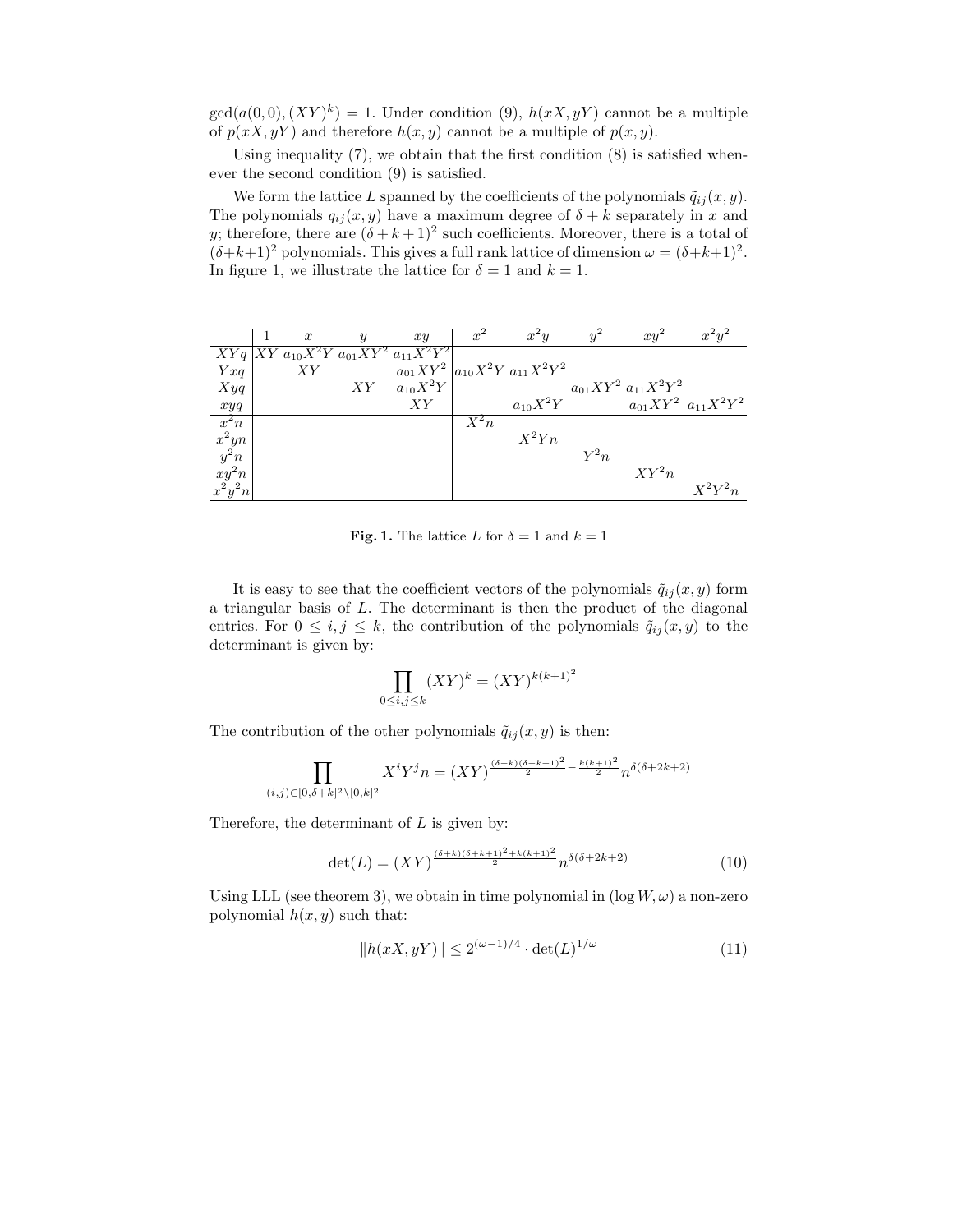$\gcd(a(0,0),(XY)^k) = 1$. Under condition (9), $h(xX, yY)$ cannot be a multiple of $p(xX, yY)$ and therefore $h(x, y)$ cannot be a multiple of $p(x, y)$.

Using inequality (7), we obtain that the first condition (8) is satisfied whenever the second condition (9) is satisfied.

We form the lattice $L$ spanned by the coefficients of the polynomials $\tilde{q}_{ij}(x, y)$. The polynomials $q_{ij}(x, y)$ have a maximum degree of $\delta + k$ separately in $x$ and $y$; therefore, there are $(\delta + k + 1)^2$ such coefficients. Moreover, there is a total of $(\delta+k+1)^2$ polynomials. This gives a full rank lattice of dimension $\omega = (\delta+k+1)^2$. In figure 1, we illustrate the lattice for $\delta = 1$ and $k = 1$.

| | $1$ | $x$ | $y$ | $xy$ | $x^2$ | $x^2y$ | $y^2$ | $xy^2$ | $x^2y^2$ |
|---|---|---|---|---|---|---|---|---|---|
| $XYq$ | $XY$ | $a_{10}X^2Y$ | $a_{01}XY^2$ | $a_{11}X^2Y^2$ | | | | | |
| $Yxq$ | | $XY$ | | $a_{01}XY^2$ | $a_{10}X^2Y$ | $a_{11}X^2Y^2$ | | | |
| $Xyq$ | | | $XY$ | $a_{10}X^2Y$ | | | $a_{01}XY^2$ | $a_{11}X^2Y^2$ | |
| $xyq$ | | | | $XY$ | | $a_{10}X^2Y$ | | $a_{01}XY^2$ | $a_{11}X^2Y^2$ |
| $x^2n$ | | | | | $X^2n$ | | | | |
| $x^2yn$ | | | | | | $X^2Yn$ | | | |
| $y^2n$ | | | | | | | $Y^2n$ | | |
| $xy^2n$ | | | | | | | | $XY^2n$ | |
| $x^2y^2n$ | | | | | | | | | $X^2Y^2n$ |

**Fig. 1.** The lattice $L$ for $\delta = 1$ and $k = 1$

It is easy to see that the coefficient vectors of the polynomials $\tilde{q}_{ij}(x, y)$ form a triangular basis of $L$. The determinant is then the product of the diagonal entries. For $0 \le i, j \le k$, the contribution of the polynomials $\tilde{q}_{ij}(x, y)$ to the determinant is given by:

$$\prod_{0 \le i,j \le k} (XY)^k = (XY)^{k(k+1)^2}$$

The contribution of the other polynomials $\tilde{q}_{ij}(x, y)$ is then:

$$\prod_{(i,j)\in[0,\delta+k]^2\setminus[0,k]^2} X^iY^jn = (XY)^{\frac{(\delta+k)(\delta+k+1)^2}{2} - \frac{k(k+1)^2}{2}} n^{\delta(\delta+2k+2)}$$

Therefore, the determinant of $L$ is given by:

$$\det(L) = (XY)^{\frac{(\delta+k)(\delta+k+1)^2 + k(k+1)^2}{2}} n^{\delta(\delta+2k+2)} \tag{10}$$

Using LLL (see theorem 3), we obtain in time polynomial in $(\log W, \omega)$ a non-zero polynomial $h(x, y)$ such that:

$$\|h(xX, yY)\| \le 2^{(\omega-1)/4} \cdot \det(L)^{1/\omega} \tag{11}$$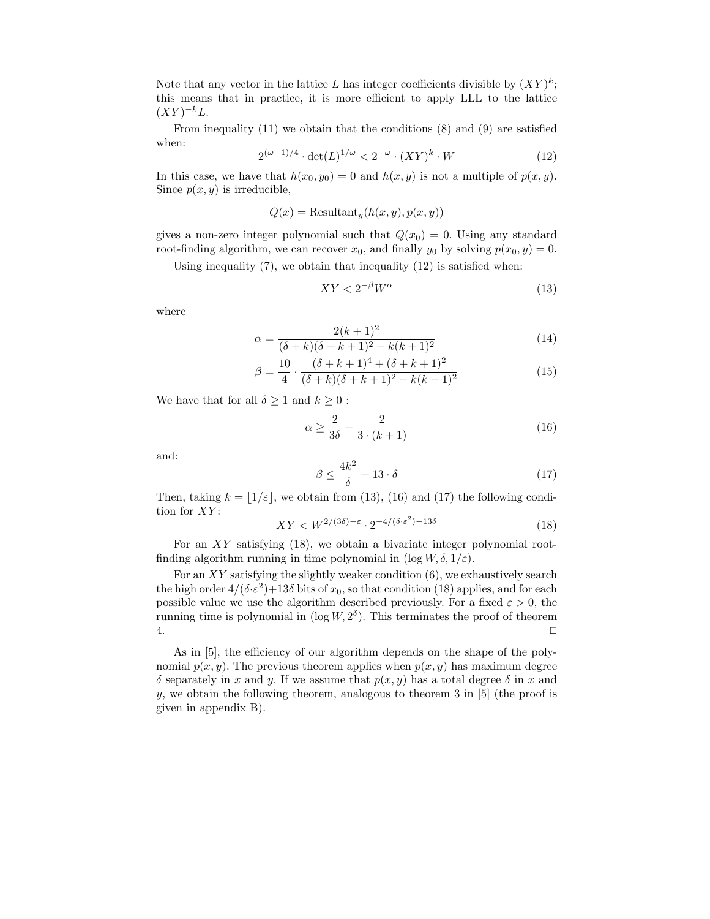Note that any vector in the lattice $L$ has integer coefficients divisible by $(XY)^k$; this means that in practice, it is more efficient to apply LLL to the lattice $(XY)^{-k}L$.

From inequality (11) we obtain that the conditions (8) and (9) are satisfied when:

$$2^{(\omega-1)/4} \cdot \det(L)^{1/\omega} < 2^{-\omega} \cdot (XY)^k \cdot W \tag{12}$$

In this case, we have that $h(x_0, y_0) = 0$ and $h(x, y)$ is not a multiple of $p(x, y)$. Since $p(x, y)$ is irreducible,

$$Q(x) = \text{Resultant}_y(h(x, y), p(x, y))$$

gives a non-zero integer polynomial such that $Q(x_0) = 0$. Using any standard root-finding algorithm, we can recover $x_0$, and finally $y_0$ by solving $p(x_0, y) = 0$.

Using inequality (7), we obtain that inequality (12) is satisfied when:

$$XY < 2^{-\beta} W^{\alpha} \tag{13}$$

where

$$\alpha = \frac{2(k+1)^2}{(\delta+k)(\delta+k+1)^2 - k(k+1)^2} \tag{14}$$

$$\beta = \frac{10}{4} \cdot \frac{(\delta+k+1)^4 + (\delta+k+1)^2}{(\delta+k)(\delta+k+1)^2 - k(k+1)^2} \tag{15}$$

We have that for all $\delta \geq 1$ and $k \geq 0$ :

$$\alpha \geq \frac{2}{3\delta} - \frac{2}{3 \cdot (k+1)} \tag{16}$$

and:

$$\beta \leq \frac{4k^2}{\delta} + 13 \cdot \delta \tag{17}$$

Then, taking $k = \lfloor 1/\varepsilon \rfloor$, we obtain from (13), (16) and (17) the following condition for $XY$:

$$XY < W^{2/(3\delta)-\varepsilon} \cdot 2^{-4/(\delta \cdot \varepsilon^2) - 13\delta} \tag{18}$$

For an $XY$ satisfying (18), we obtain a bivariate integer polynomial root-finding algorithm running in time polynomial in $(\log W, \delta, 1/\varepsilon)$.

For an $XY$ satisfying the slightly weaker condition (6), we exhaustively search the high order $4/(\delta \cdot \varepsilon^2) + 13\delta$ bits of $x_0$, so that condition (18) applies, and for each possible value we use the algorithm described previously. For a fixed $\varepsilon > 0$, the running time is polynomial in $(\log W, 2^{\delta})$. This terminates the proof of theorem 4. $\square$

As in [5], the efficiency of our algorithm depends on the shape of the polynomial $p(x, y)$. The previous theorem applies when $p(x, y)$ has maximum degree $\delta$ separately in $x$ and $y$. If we assume that $p(x, y)$ has a total degree $\delta$ in $x$ and $y$, we obtain the following theorem, analogous to theorem 3 in [5] (the proof is given in appendix B).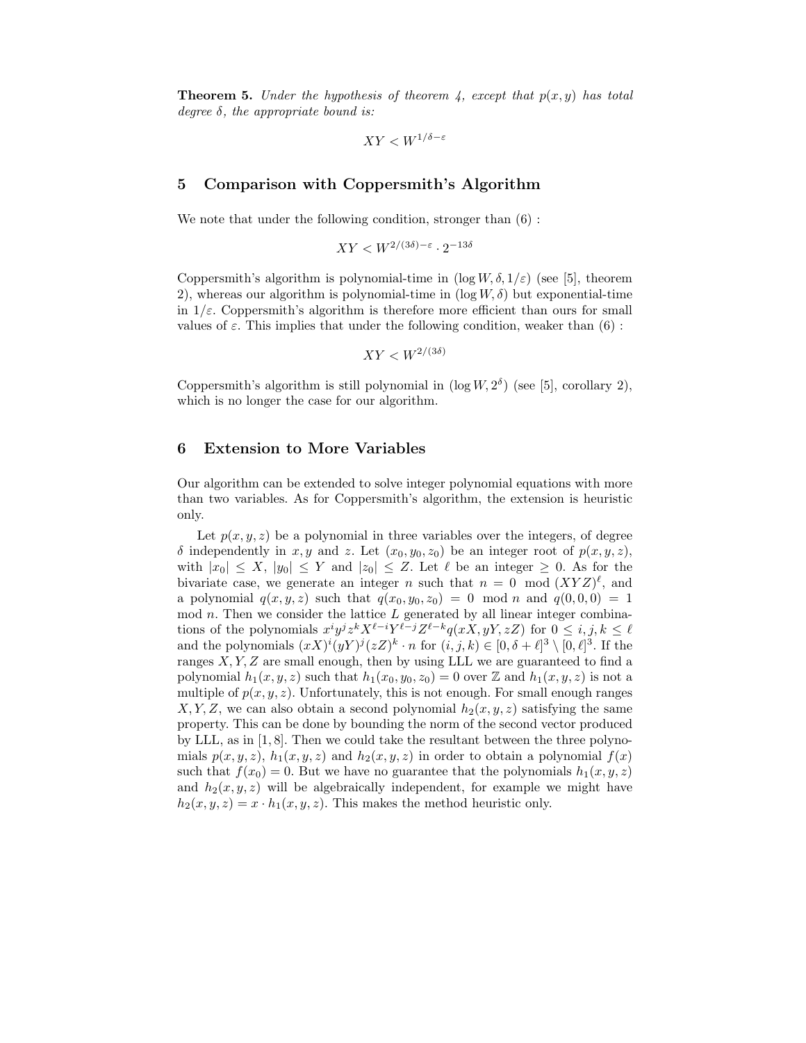**Theorem 5.** *Under the hypothesis of theorem 4, except that $p(x,y)$ has total degree $\delta$, the appropriate bound is:*

$$XY < W^{1/\delta - \varepsilon}$$

## 5 Comparison with Coppersmith's Algorithm

We note that under the following condition, stronger than (6) :

$$XY < W^{2/(3\delta) - \varepsilon} \cdot 2^{-13\delta}$$

Coppersmith's algorithm is polynomial-time in $(\log W, \delta, 1/\varepsilon)$ (see [5], theorem 2), whereas our algorithm is polynomial-time in $(\log W, \delta)$ but exponential-time in $1/\varepsilon$. Coppersmith's algorithm is therefore more efficient than ours for small values of $\varepsilon$. This implies that under the following condition, weaker than (6) :

$$XY < W^{2/(3\delta)}$$

Coppersmith's algorithm is still polynomial in $(\log W, 2^{\delta})$ (see [5], corollary 2), which is no longer the case for our algorithm.

## 6 Extension to More Variables

Our algorithm can be extended to solve integer polynomial equations with more than two variables. As for Coppersmith's algorithm, the extension is heuristic only.

Let $p(x,y,z)$ be a polynomial in three variables over the integers, of degree $\delta$ independently in $x, y$ and $z$. Let $(x_0, y_0, z_0)$ be an integer root of $p(x,y,z)$, with $|x_0| \leq X$, $|y_0| \leq Y$ and $|z_0| \leq Z$. Let $\ell$ be an integer $\geq 0$. As for the bivariate case, we generate an integer $n$ such that $n = 0 \mod (XYZ)^{\ell}$, and a polynomial $q(x,y,z)$ such that $q(x_0, y_0, z_0) = 0 \mod n$ and $q(0,0,0) = 1 \mod n$. Then we consider the lattice $L$ generated by all linear integer combinations of the polynomials $x^i y^j z^k X^{\ell-i} Y^{\ell-j} Z^{\ell-k} q(xX, yY, zZ)$ for $0 \leq i,j,k \leq \ell$ and the polynomials $(xX)^i (yY)^j (zZ)^k \cdot n$ for $(i,j,k) \in [0, \delta+\ell]^3 \setminus [0,\ell]^3$. If the ranges $X, Y, Z$ are small enough, then by using LLL we are guaranteed to find a polynomial $h_1(x,y,z)$ such that $h_1(x_0,y_0,z_0) = 0$ over $\mathbb{Z}$ and $h_1(x,y,z)$ is not a multiple of $p(x,y,z)$. Unfortunately, this is not enough. For small enough ranges $X, Y, Z$, we can also obtain a second polynomial $h_2(x,y,z)$ satisfying the same property. This can be done by bounding the norm of the second vector produced by LLL, as in [1, 8]. Then we could take the resultant between the three polynomials $p(x,y,z)$, $h_1(x,y,z)$ and $h_2(x,y,z)$ in order to obtain a polynomial $f(x)$ such that $f(x_0) = 0$. But we have no guarantee that the polynomials $h_1(x,y,z)$ and $h_2(x,y,z)$ will be algebraically independent, for example we might have $h_2(x,y,z) = x \cdot h_1(x,y,z)$. This makes the method heuristic only.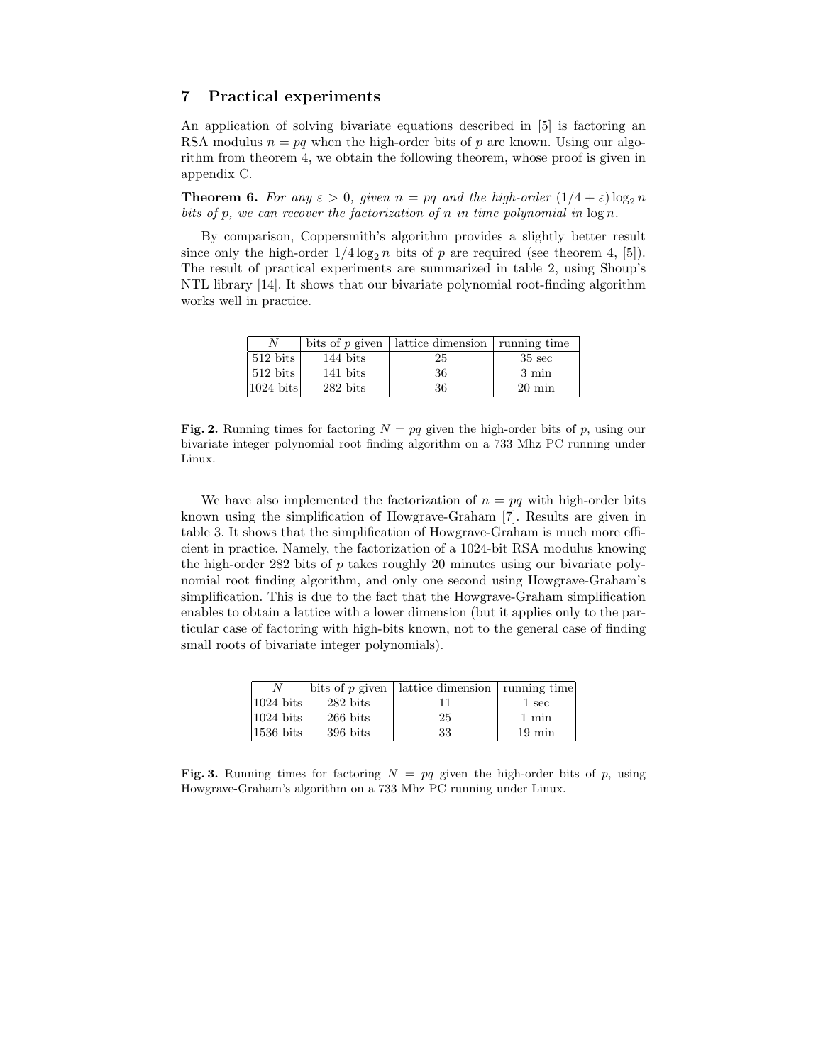## 7 Practical experiments

An application of solving bivariate equations described in [5] is factoring an RSA modulus $n = pq$ when the high-order bits of $p$ are known. Using our algorithm from theorem 4, we obtain the following theorem, whose proof is given in appendix C.

**Theorem 6.** *For any $\varepsilon > 0$, given $n = pq$ and the high-order $(1/4 + \varepsilon)\log_2 n$ bits of $p$, we can recover the factorization of $n$ in time polynomial in $\log n$.*

By comparison, Coppersmith's algorithm provides a slightly better result since only the high-order $1/4 \log_2 n$ bits of $p$ are required (see theorem 4, [5]). The result of practical experiments are summarized in table 2, using Shoup's NTL library [14]. It shows that our bivariate polynomial root-finding algorithm works well in practice.

| $N$ | bits of $p$ given | lattice dimension | running time |
|---|---|---|---|
| 512 bits | 144 bits | 25 | 35 sec |
| 512 bits | 141 bits | 36 | 3 min |
| 1024 bits | 282 bits | 36 | 20 min |

**Fig. 2.** Running times for factoring $N = pq$ given the high-order bits of $p$, using our bivariate integer polynomial root finding algorithm on a 733 Mhz PC running under Linux.

We have also implemented the factorization of $n = pq$ with high-order bits known using the simplification of Howgrave-Graham [7]. Results are given in table 3. It shows that the simplification of Howgrave-Graham is much more efficient in practice. Namely, the factorization of a 1024-bit RSA modulus knowing the high-order 282 bits of $p$ takes roughly 20 minutes using our bivariate polynomial root finding algorithm, and only one second using Howgrave-Graham's simplification. This is due to the fact that the Howgrave-Graham simplification enables to obtain a lattice with a lower dimension (but it applies only to the particular case of factoring with high-bits known, not to the general case of finding small roots of bivariate integer polynomials).

| $N$ | bits of $p$ given | lattice dimension | running time |
|---|---|---|---|
| 1024 bits | 282 bits | 11 | 1 sec |
| 1024 bits | 266 bits | 25 | 1 min |
| 1536 bits | 396 bits | 33 | 19 min |

**Fig. 3.** Running times for factoring $N = pq$ given the high-order bits of $p$, using Howgrave-Graham's algorithm on a 733 Mhz PC running under Linux.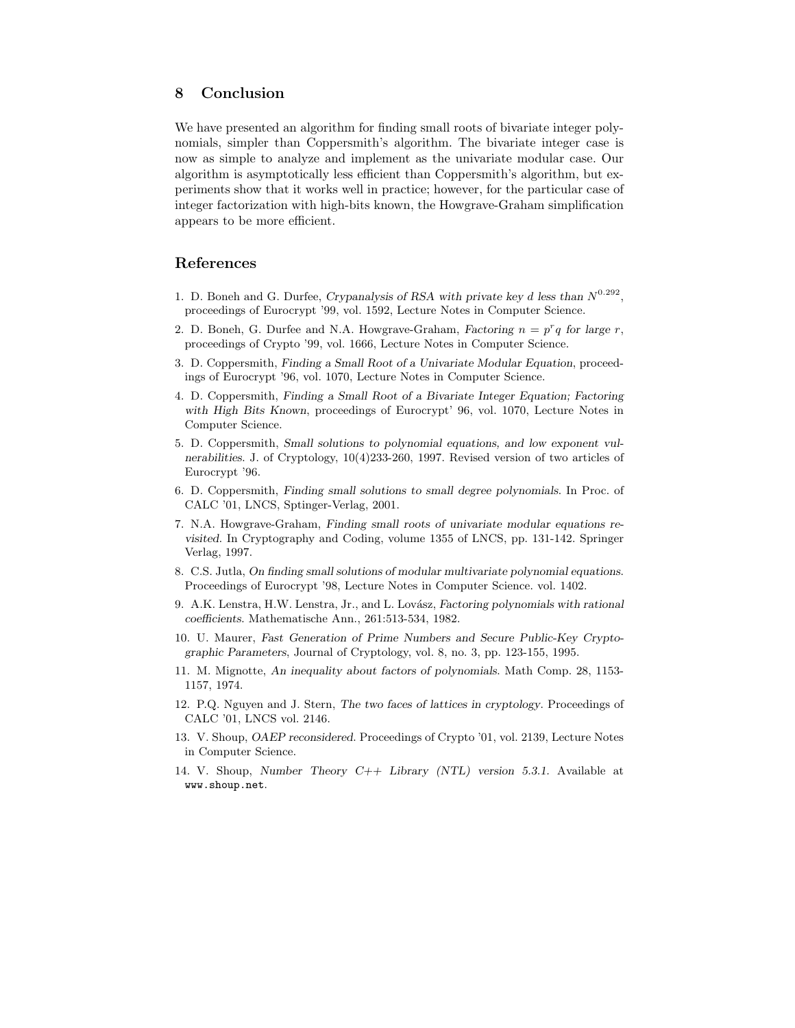## 8 Conclusion

We have presented an algorithm for finding small roots of bivariate integer polynomials, simpler than Coppersmith's algorithm. The bivariate integer case is now as simple to analyze and implement as the univariate modular case. Our algorithm is asymptotically less efficient than Coppersmith's algorithm, but experiments show that it works well in practice; however, for the particular case of integer factorization with high-bits known, the Howgrave-Graham simplification appears to be more efficient.

## References

1. D. Boneh and G. Durfee, *Crypanalysis of RSA with private key d less than* $N^{0.292}$, proceedings of Eurocrypt '99, vol. 1592, Lecture Notes in Computer Science.
2. D. Boneh, G. Durfee and N.A. Howgrave-Graham, *Factoring* $n = p^r q$ *for large* $r$, proceedings of Crypto '99, vol. 1666, Lecture Notes in Computer Science.
3. D. Coppersmith, *Finding a Small Root of a Univariate Modular Equation*, proceedings of Eurocrypt '96, vol. 1070, Lecture Notes in Computer Science.
4. D. Coppersmith, *Finding a Small Root of a Bivariate Integer Equation; Factoring with High Bits Known*, proceedings of Eurocrypt' 96, vol. 1070, Lecture Notes in Computer Science.
5. D. Coppersmith, *Small solutions to polynomial equations, and low exponent vulnerabilities*. J. of Cryptology, 10(4)233-260, 1997. Revised version of two articles of Eurocrypt '96.
6. D. Coppersmith, *Finding small solutions to small degree polynomials*. In Proc. of CALC '01, LNCS, Sptinger-Verlag, 2001.
7. N.A. Howgrave-Graham, *Finding small roots of univariate modular equations revisited*. In Cryptography and Coding, volume 1355 of LNCS, pp. 131-142. Springer Verlag, 1997.
8. C.S. Jutla, *On finding small solutions of modular multivariate polynomial equations*. Proceedings of Eurocrypt '98, Lecture Notes in Computer Science. vol. 1402.
9. A.K. Lenstra, H.W. Lenstra, Jr., and L. Lovász, *Factoring polynomials with rational coefficients*. Mathematische Ann., 261:513-534, 1982.
10. U. Maurer, *Fast Generation of Prime Numbers and Secure Public-Key Cryptographic Parameters*, Journal of Cryptology, vol. 8, no. 3, pp. 123-155, 1995.
11. M. Mignotte, *An inequality about factors of polynomials*. Math Comp. 28, 1153-1157, 1974.
12. P.Q. Nguyen and J. Stern, *The two faces of lattices in cryptology*. Proceedings of CALC '01, LNCS vol. 2146.
13. V. Shoup, *OAEP reconsidered*. Proceedings of Crypto '01, vol. 2139, Lecture Notes in Computer Science.
14. V. Shoup, *Number Theory C++ Library (NTL) version 5.3.1.* Available at `www.shoup.net`.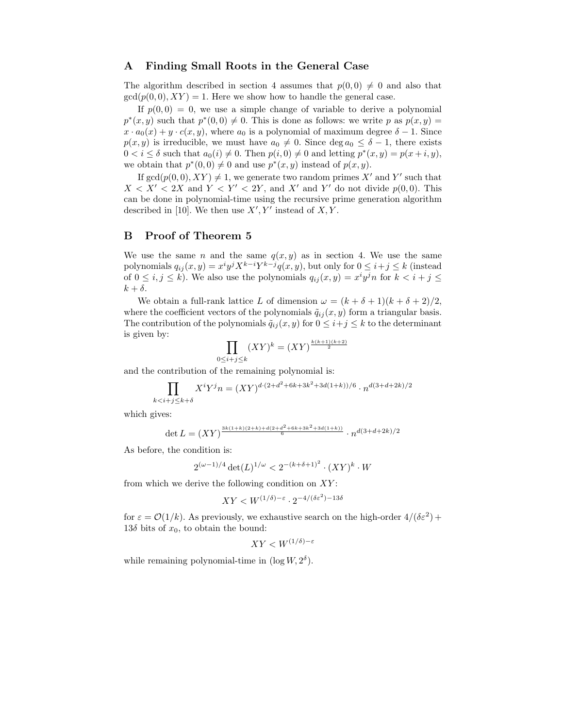## A Finding Small Roots in the General Case

The algorithm described in section 4 assumes that $p(0,0) \neq 0$ and also that $\gcd(p(0,0), XY) = 1$. Here we show how to handle the general case.

If $p(0,0) = 0$, we use a simple change of variable to derive a polynomial $p^*(x,y)$ such that $p^*(0,0) \neq 0$. This is done as follows: we write $p$ as $p(x,y) = x \cdot a_0(x) + y \cdot c(x,y)$, where $a_0$ is a polynomial of maximum degree $\delta - 1$. Since $p(x,y)$ is irreducible, we must have $a_0 \neq 0$. Since $\deg a_0 \leq \delta - 1$, there exists $0 < i \leq \delta$ such that $a_0(i) \neq 0$. Then $p(i,0) \neq 0$ and letting $p^*(x,y) = p(x+i,y)$, we obtain that $p^*(0,0) \neq 0$ and use $p^*(x,y)$ instead of $p(x,y)$.

If $\gcd(p(0,0), XY) \neq 1$, we generate two random primes $X'$ and $Y'$ such that $X < X' < 2X$ and $Y < Y' < 2Y$, and $X'$ and $Y'$ do not divide $p(0,0)$. This can be done in polynomial-time using the recursive prime generation algorithm described in [10]. We then use $X', Y'$ instead of $X, Y$.

## B Proof of Theorem 5

We use the same $n$ and the same $q(x,y)$ as in section 4. We use the same polynomials $q_{ij}(x,y) = x^i y^j X^{k-i} Y^{k-j} q(x,y)$, but only for $0 \leq i+j \leq k$ (instead of $0 \leq i,j \leq k$). We also use the polynomials $q_{ij}(x,y) = x^i y^j n$ for $k < i+j \leq k+\delta$.

We obtain a full-rank lattice $L$ of dimension $\omega = (k+\delta+1)(k+\delta+2)/2$, where the coefficient vectors of the polynomials $\tilde{q}_{ij}(x,y)$ form a triangular basis. The contribution of the polynomials $\tilde{q}_{ij}(x,y)$ for $0 \leq i+j \leq k$ to the determinant is given by:

$$\prod_{0 \leq i+j \leq k} (XY)^k = (XY)^{\frac{k(k+1)(k+2)}{2}}$$

and the contribution of the remaining polynomial is:

$$\prod_{k < i+j \leq k+\delta} X^i Y^j n = (XY)^{d \cdot (2+d^2+6k+3k^2+3d(1+k))/6} \cdot n^{d(3+d+2k)/2}$$

which gives:

$$\det L = (XY)^{\frac{3k(1+k)(2+k)+d(2+d^2+6k+3k^2+3d(1+k))}{6}} \cdot n^{d(3+d+2k)/2}$$

As before, the condition is:

$$2^{(\omega-1)/4} \det(L)^{1/\omega} < 2^{-(k+\delta+1)^2} \cdot (XY)^k \cdot W$$

from which we derive the following condition on $XY$:

$$XY < W^{(1/\delta)-\varepsilon} \cdot 2^{-4/(\delta\varepsilon^2)-13\delta}$$

for $\varepsilon = \mathcal{O}(1/k)$. As previously, we exhaustive search on the high-order $4/(\delta\varepsilon^2) + 13\delta$ bits of $x_0$, to obtain the bound:

$$XY < W^{(1/\delta)-\varepsilon}$$

while remaining polynomial-time in $(\log W, 2^\delta)$.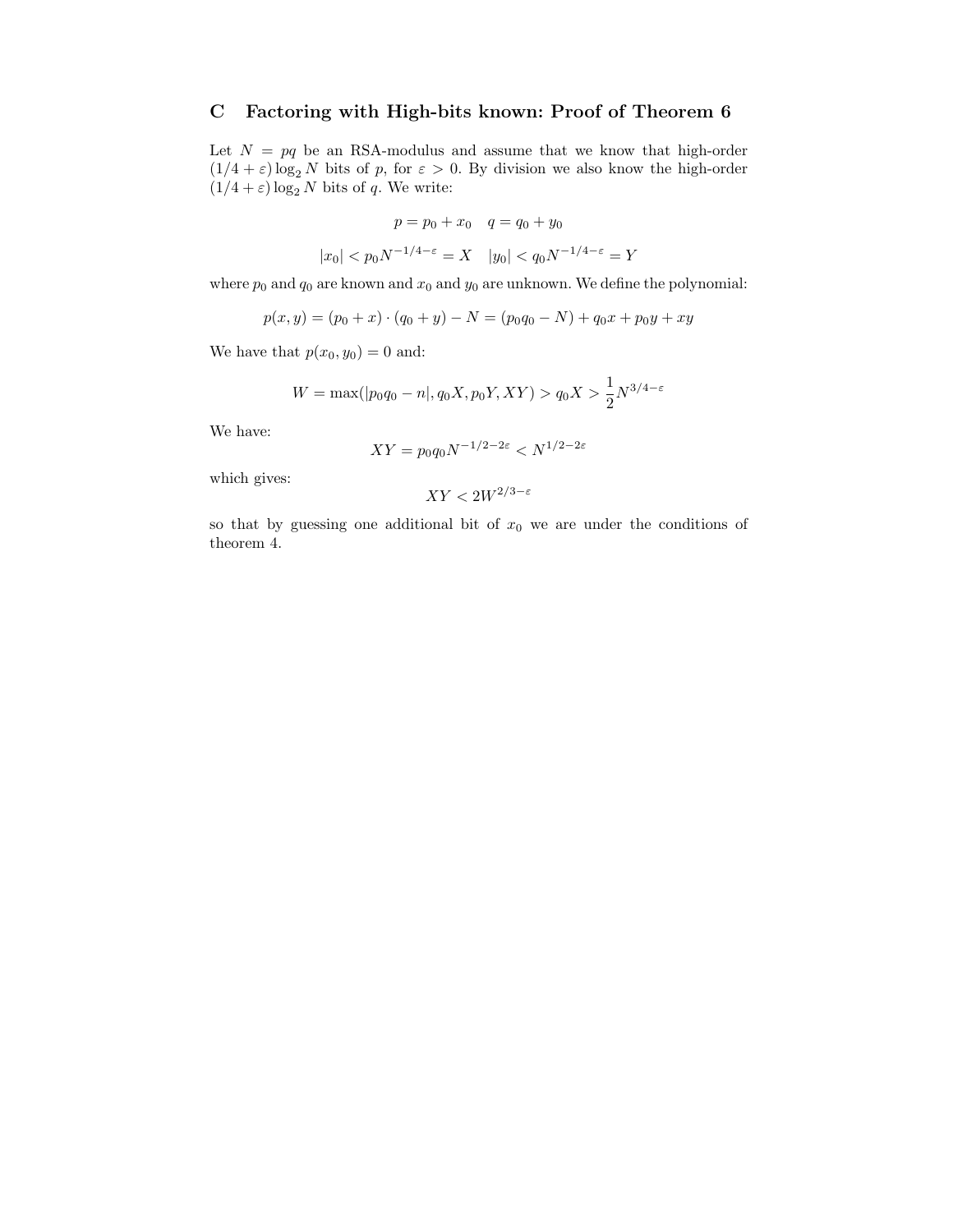## C Factoring with High-bits known: Proof of Theorem 6

Let $N = pq$ be an RSA-modulus and assume that we know that high-order $(1/4 + \varepsilon) \log_2 N$ bits of $p$, for $\varepsilon > 0$. By division we also know the high-order $(1/4 + \varepsilon) \log_2 N$ bits of $q$. We write:

$$p = p_0 + x_0 \quad q = q_0 + y_0$$

$$|x_0| < p_0 N^{-1/4-\varepsilon} = X \quad |y_0| < q_0 N^{-1/4-\varepsilon} = Y$$

where $p_0$ and $q_0$ are known and $x_0$ and $y_0$ are unknown. We define the polynomial:

$$p(x, y) = (p_0 + x) \cdot (q_0 + y) - N = (p_0 q_0 - N) + q_0 x + p_0 y + xy$$

We have that $p(x_0, y_0) = 0$ and:

$$W = \max(|p_0 q_0 - n|, q_0 X, p_0 Y, XY) > q_0 X > \frac{1}{2} N^{3/4-\varepsilon}$$

We have:

$$XY = p_0 q_0 N^{-1/2-2\varepsilon} < N^{1/2-2\varepsilon}$$

which gives:

$$XY < 2W^{2/3-\varepsilon}$$

so that by guessing one additional bit of $x_0$ we are under the conditions of theorem 4.